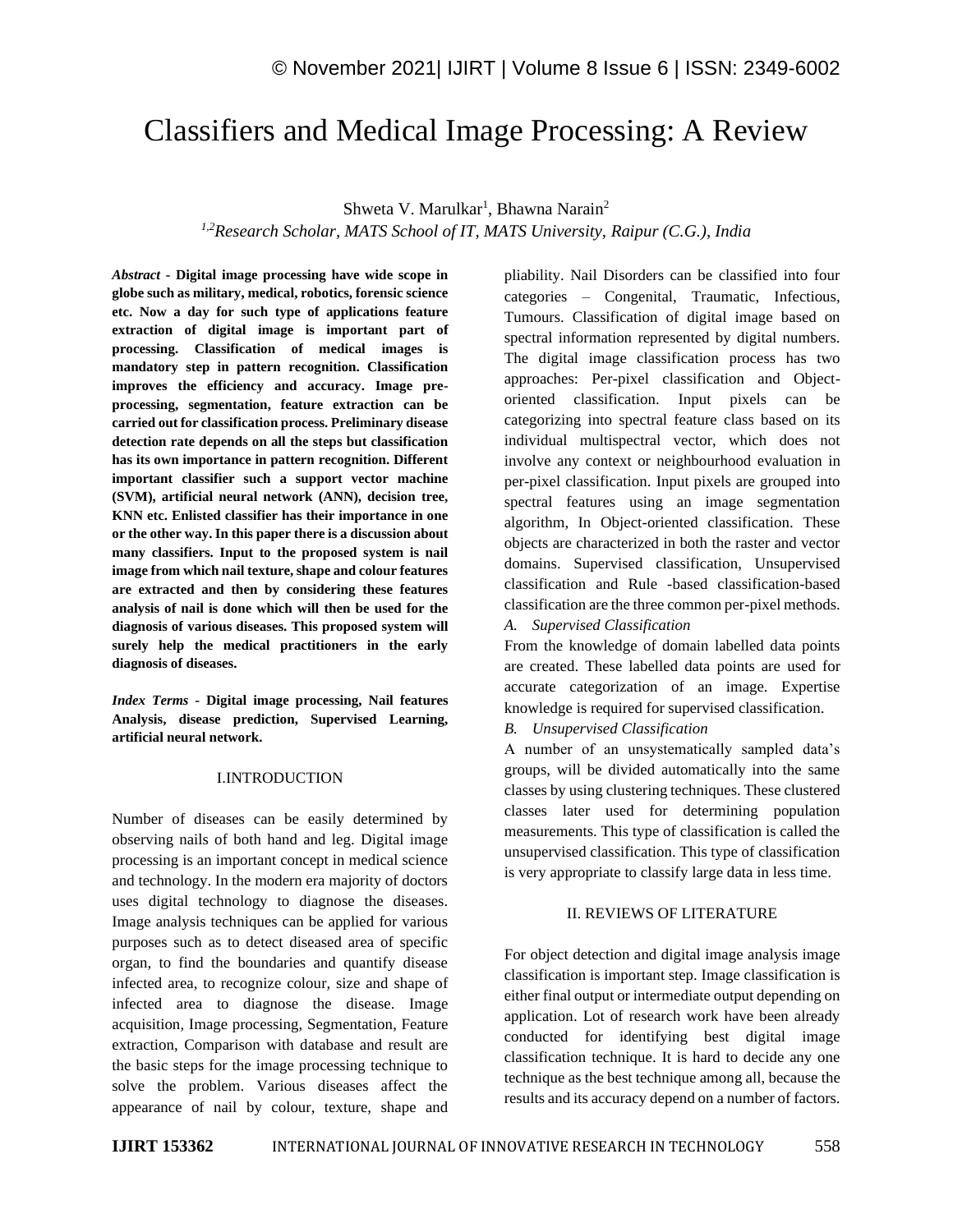# Classifiers and Medical Image Processing: A Review

Shweta V. Marulkar[1], Bhawna Narain[2]

[1,2]*Research Scholar, MATS School of IT, MATS University, Raipur (C.G.), India*

***Abstract* - Digital image processing have wide scope in globe such as military, medical, robotics, forensic science etc. Now a day for such type of applications feature extraction of digital image is important part of processing. Classification of medical images is mandatory step in pattern recognition. Classification improves the efficiency and accuracy. Image pre-processing, segmentation, feature extraction can be carried out for classification process. Preliminary disease detection rate depends on all the steps but classification has its own importance in pattern recognition. Different important classifier such a support vector machine (SVM), artificial neural network (ANN), decision tree, KNN etc. Enlisted classifier has their importance in one or the other way. In this paper there is a discussion about many classifiers. Input to the proposed system is nail image from which nail texture, shape and colour features are extracted and then by considering these features analysis of nail is done which will then be used for the diagnosis of various diseases. This proposed system will surely help the medical practitioners in the early diagnosis of diseases.**

***Index Terms* - Digital image processing, Nail features Analysis, disease prediction, Supervised Learning, artificial neural network.**

## I.INTRODUCTION

Number of diseases can be easily determined by observing nails of both hand and leg. Digital image processing is an important concept in medical science and technology. In the modern era majority of doctors uses digital technology to diagnose the diseases. Image analysis techniques can be applied for various purposes such as to detect diseased area of specific organ, to find the boundaries and quantify disease infected area, to recognize colour, size and shape of infected area to diagnose the disease. Image acquisition, Image processing, Segmentation, Feature extraction, Comparison with database and result are the basic steps for the image processing technique to solve the problem. Various diseases affect the appearance of nail by colour, texture, shape and pliability. Nail Disorders can be classified into four categories – Congenital, Traumatic, Infectious, Tumours. Classification of digital image based on spectral information represented by digital numbers. The digital image classification process has two approaches: Per-pixel classification and Object-oriented classification. Input pixels can be categorizing into spectral feature class based on its individual multispectral vector, which does not involve any context or neighbourhood evaluation in per-pixel classification. Input pixels are grouped into spectral features using an image segmentation algorithm, In Object-oriented classification. These objects are characterized in both the raster and vector domains. Supervised classification, Unsupervised classification and Rule -based classification-based classification are the three common per-pixel methods.

### *A. Supervised Classification*

From the knowledge of domain labelled data points are created. These labelled data points are used for accurate categorization of an image. Expertise knowledge is required for supervised classification.

### *B. Unsupervised Classification*

A number of an unsystematically sampled data's groups, will be divided automatically into the same classes by using clustering techniques. These clustered classes later used for determining population measurements. This type of classification is called the unsupervised classification. This type of classification is very appropriate to classify large data in less time.

## II. REVIEWS OF LITERATURE

For object detection and digital image analysis image classification is important step. Image classification is either final output or intermediate output depending on application. Lot of research work have been already conducted for identifying best digital image classification technique. It is hard to decide any one technique as the best technique among all, because the results and its accuracy depend on a number of factors.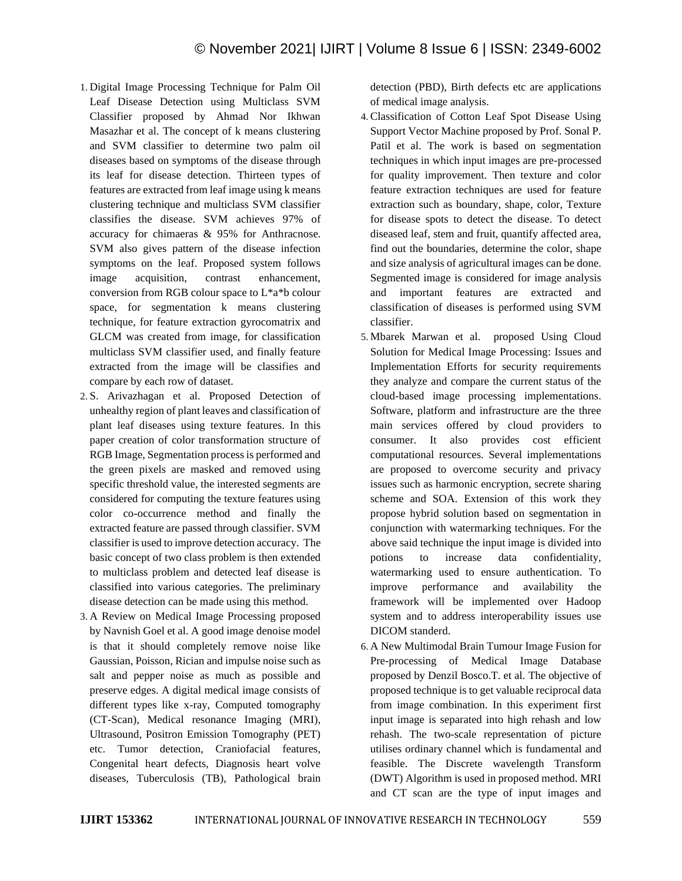1. Digital Image Processing Technique for Palm Oil Leaf Disease Detection using Multiclass SVM Classifier proposed by Ahmad Nor Ikhwan Masazhar et al. The concept of k means clustering and SVM classifier to determine two palm oil diseases based on symptoms of the disease through its leaf for disease detection. Thirteen types of features are extracted from leaf image using k means clustering technique and multiclass SVM classifier classifies the disease. SVM achieves 97% of accuracy for chimaeras & 95% for Anthracnose. SVM also gives pattern of the disease infection symptoms on the leaf. Proposed system follows image acquisition, contrast enhancement, conversion from RGB colour space to L*a*b colour space, for segmentation k means clustering technique, for feature extraction gyrocomatrix and GLCM was created from image, for classification multiclass SVM classifier used, and finally feature extracted from the image will be classifies and compare by each row of dataset.
2. S. Arivazhagan et al. Proposed Detection of unhealthy region of plant leaves and classification of plant leaf diseases using texture features. In this paper creation of color transformation structure of RGB Image, Segmentation process is performed and the green pixels are masked and removed using specific threshold value, the interested segments are considered for computing the texture features using color co-occurrence method and finally the extracted feature are passed through classifier. SVM classifier is used to improve detection accuracy. The basic concept of two class problem is then extended to multiclass problem and detected leaf disease is classified into various categories. The preliminary disease detection can be made using this method.
3. A Review on Medical Image Processing proposed by Navnish Goel et al. A good image denoise model is that it should completely remove noise like Gaussian, Poisson, Rician and impulse noise such as salt and pepper noise as much as possible and preserve edges. A digital medical image consists of different types like x-ray, Computed tomography (CT-Scan), Medical resonance Imaging (MRI), Ultrasound, Positron Emission Tomography (PET) etc. Tumor detection, Craniofacial features, Congenital heart defects, Diagnosis heart volve diseases, Tuberculosis (TB), Pathological brain detection (PBD), Birth defects etc are applications of medical image analysis.
4. Classification of Cotton Leaf Spot Disease Using Support Vector Machine proposed by Prof. Sonal P. Patil et al. The work is based on segmentation techniques in which input images are pre-processed for quality improvement. Then texture and color feature extraction techniques are used for feature extraction such as boundary, shape, color, Texture for disease spots to detect the disease. To detect diseased leaf, stem and fruit, quantify affected area, find out the boundaries, determine the color, shape and size analysis of agricultural images can be done. Segmented image is considered for image analysis and important features are extracted and classification of diseases is performed using SVM classifier.
5. Mbarek Marwan et al. proposed Using Cloud Solution for Medical Image Processing: Issues and Implementation Efforts for security requirements they analyze and compare the current status of the cloud-based image processing implementations. Software, platform and infrastructure are the three main services offered by cloud providers to consumer. It also provides cost efficient computational resources. Several implementations are proposed to overcome security and privacy issues such as harmonic encryption, secrete sharing scheme and SOA. Extension of this work they propose hybrid solution based on segmentation in conjunction with watermarking techniques. For the above said technique the input image is divided into potions to increase data confidentiality, watermarking used to ensure authentication. To improve performance and availability the framework will be implemented over Hadoop system and to address interoperability issues use DICOM standerd.
6. A New Multimodal Brain Tumour Image Fusion for Pre-processing of Medical Image Database proposed by Denzil Bosco.T. et al. The objective of proposed technique is to get valuable reciprocal data from image combination. In this experiment first input image is separated into high rehash and low rehash. The two-scale representation of picture utilises ordinary channel which is fundamental and feasible. The Discrete wavelength Transform (DWT) Algorithm is used in proposed method. MRI and CT scan are the type of input images and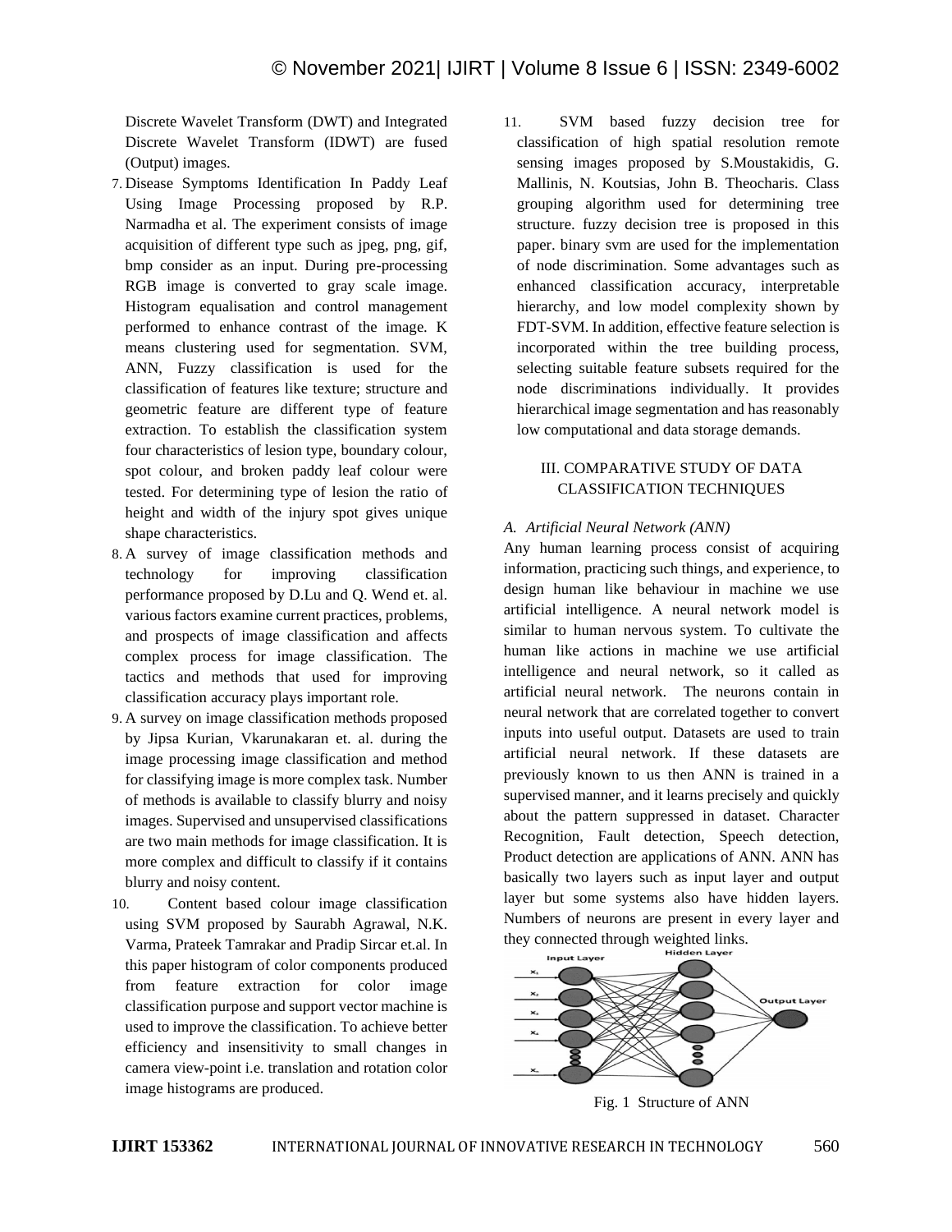Discrete Wavelet Transform (DWT) and Integrated Discrete Wavelet Transform (IDWT) are fused (Output) images.

7. Disease Symptoms Identification In Paddy Leaf Using Image Processing proposed by R.P. Narmadha et al. The experiment consists of image acquisition of different type such as jpeg, png, gif, bmp consider as an input. During pre-processing RGB image is converted to gray scale image. Histogram equalisation and control management performed to enhance contrast of the image. K means clustering used for segmentation. SVM, ANN, Fuzzy classification is used for the classification of features like texture; structure and geometric feature are different type of feature extraction. To establish the classification system four characteristics of lesion type, boundary colour, spot colour, and broken paddy leaf colour were tested. For determining type of lesion the ratio of height and width of the injury spot gives unique shape characteristics.
8. A survey of image classification methods and technology for improving classification performance proposed by D.Lu and Q. Wend et. al. various factors examine current practices, problems, and prospects of image classification and affects complex process for image classification. The tactics and methods that used for improving classification accuracy plays important role.
9. A survey on image classification methods proposed by Jipsa Kurian, Vkarunakaran et. al. during the image processing image classification and method for classifying image is more complex task. Number of methods is available to classify blurry and noisy images. Supervised and unsupervised classifications are two main methods for image classification. It is more complex and difficult to classify if it contains blurry and noisy content.
10. Content based colour image classification using SVM proposed by Saurabh Agrawal, N.K. Varma, Prateek Tamrakar and Pradip Sircar et.al. In this paper histogram of color components produced from feature extraction for color image classification purpose and support vector machine is used to improve the classification. To achieve better efficiency and insensitivity to small changes in camera view-point i.e. translation and rotation color image histograms are produced.
11. SVM based fuzzy decision tree for classification of high spatial resolution remote sensing images proposed by S.Moustakidis, G. Mallinis, N. Koutsias, John B. Theocharis. Class grouping algorithm used for determining tree structure. fuzzy decision tree is proposed in this paper. binary svm are used for the implementation of node discrimination. Some advantages such as enhanced classification accuracy, interpretable hierarchy, and low model complexity shown by FDT-SVM. In addition, effective feature selection is incorporated within the tree building process, selecting suitable feature subsets required for the node discriminations individually. It provides hierarchical image segmentation and has reasonably low computational and data storage demands.

## III. COMPARATIVE STUDY OF DATA CLASSIFICATION TECHNIQUES

### *A. Artificial Neural Network (ANN)*

Any human learning process consist of acquiring information, practicing such things, and experience, to design human like behaviour in machine we use artificial intelligence. A neural network model is similar to human nervous system. To cultivate the human like actions in machine we use artificial intelligence and neural network, so it called as artificial neural network. The neurons contain in neural network that are correlated together to convert inputs into useful output. Datasets are used to train artificial neural network. If these datasets are previously known to us then ANN is trained in a supervised manner, and it learns precisely and quickly about the pattern suppressed in dataset. Character Recognition, Fault detection, Speech detection, Product detection are applications of ANN. ANN has basically two layers such as input layer and output layer but some systems also have hidden layers. Numbers of neurons are present in every layer and they connected through weighted links.

Fig. 1 Structure of ANN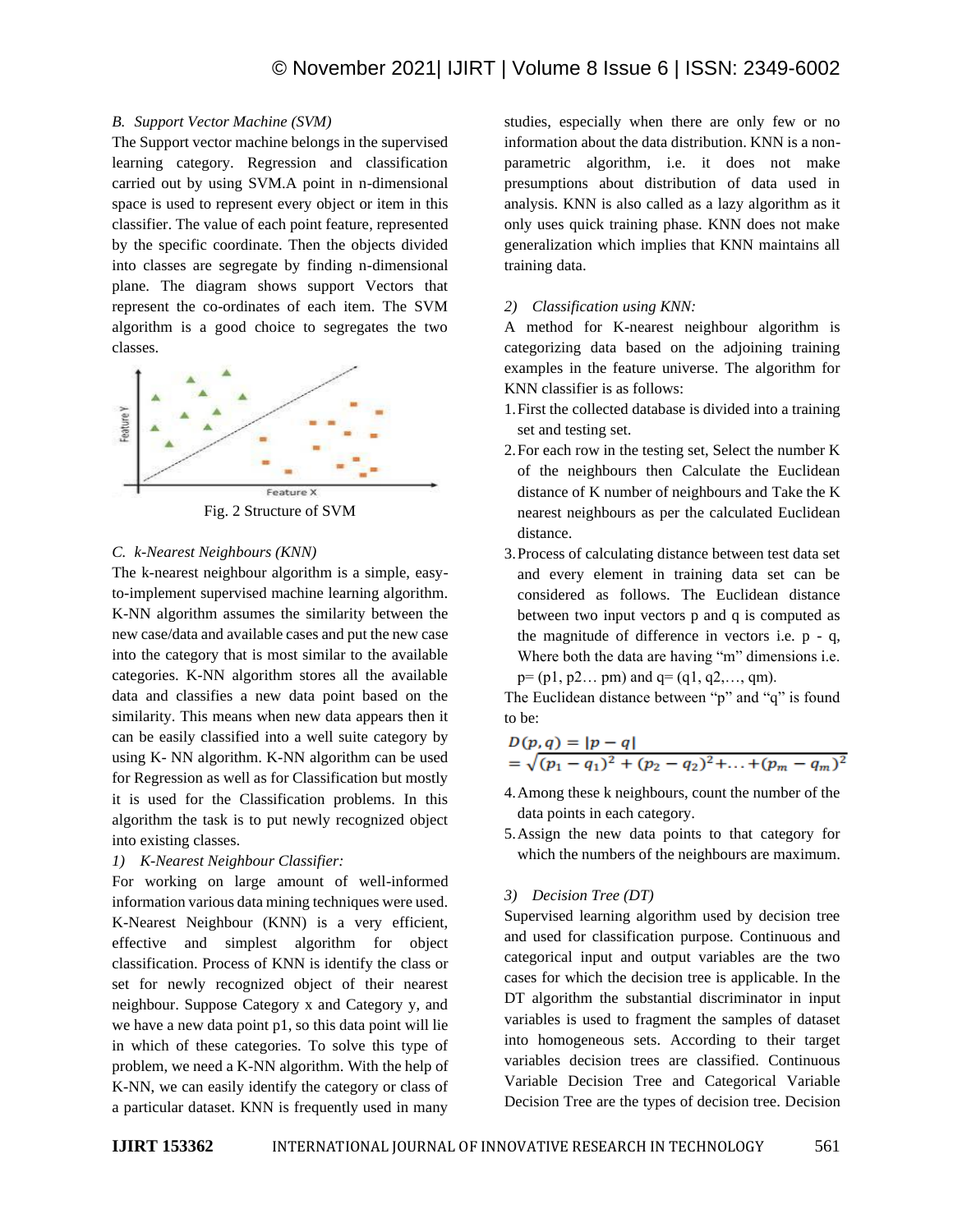### B. *Support Vector Machine (SVM)*

The Support vector machine belongs in the supervised learning category. Regression and classification carried out by using SVM.A point in n-dimensional space is used to represent every object or item in this classifier. The value of each point feature, represented by the specific coordinate. Then the objects divided into classes are segregate by finding n-dimensional plane. The diagram shows support Vectors that represent the co-ordinates of each item. The SVM algorithm is a good choice to segregates the two classes.

Fig. 2 Structure of SVM

### C. *k-Nearest Neighbours (KNN)*

The k-nearest neighbour algorithm is a simple, easy-to-implement supervised machine learning algorithm. K-NN algorithm assumes the similarity between the new case/data and available cases and put the new case into the category that is most similar to the available categories. K-NN algorithm stores all the available data and classifies a new data point based on the similarity. This means when new data appears then it can be easily classified into a well suite category by using K- NN algorithm. K-NN algorithm can be used for Regression as well as for Classification but mostly it is used for the Classification problems. In this algorithm the task is to put newly recognized object into existing classes.

#### 1) *K-Nearest Neighbour Classifier:*

For working on large amount of well-informed information various data mining techniques were used. K-Nearest Neighbour (KNN) is a very efficient, effective and simplest algorithm for object classification. Process of KNN is identify the class or set for newly recognized object of their nearest neighbour. Suppose Category x and Category y, and we have a new data point p1, so this data point will lie in which of these categories. To solve this type of problem, we need a K-NN algorithm. With the help of K-NN, we can easily identify the category or class of a particular dataset. KNN is frequently used in many studies, especially when there are only few or no information about the data distribution. KNN is a non-parametric algorithm, i.e. it does not make presumptions about distribution of data used in analysis. KNN is also called as a lazy algorithm as it only uses quick training phase. KNN does not make generalization which implies that KNN maintains all training data.

#### 2) *Classification using KNN:*

A method for K-nearest neighbour algorithm is categorizing data based on the adjoining training examples in the feature universe. The algorithm for KNN classifier is as follows:

1. First the collected database is divided into a training set and testing set.
2. For each row in the testing set, Select the number K of the neighbours then Calculate the Euclidean distance of K number of neighbours and Take the K nearest neighbours as per the calculated Euclidean distance.
3. Process of calculating distance between test data set and every element in training data set can be considered as follows. The Euclidean distance between two input vectors p and q is computed as the magnitude of difference in vectors i.e. p - q, Where both the data are having "m" dimensions i.e. p= (p1, p2… pm) and q= (q1, q2,…, qm).

The Euclidean distance between "p" and "q" is found to be:

$$D(p,q) = |p - q|$$
$$= \sqrt{(p_1 - q_1)^2 + (p_2 - q_2)^2 + \ldots + (p_m - q_m)^2}$$

4. Among these k neighbours, count the number of the data points in each category.
5. Assign the new data points to that category for which the numbers of the neighbours are maximum.

#### 3) *Decision Tree (DT)*

Supervised learning algorithm used by decision tree and used for classification purpose. Continuous and categorical input and output variables are the two cases for which the decision tree is applicable. In the DT algorithm the substantial discriminator in input variables is used to fragment the samples of dataset into homogeneous sets. According to their target variables decision trees are classified. Continuous Variable Decision Tree and Categorical Variable Decision Tree are the types of decision tree. Decision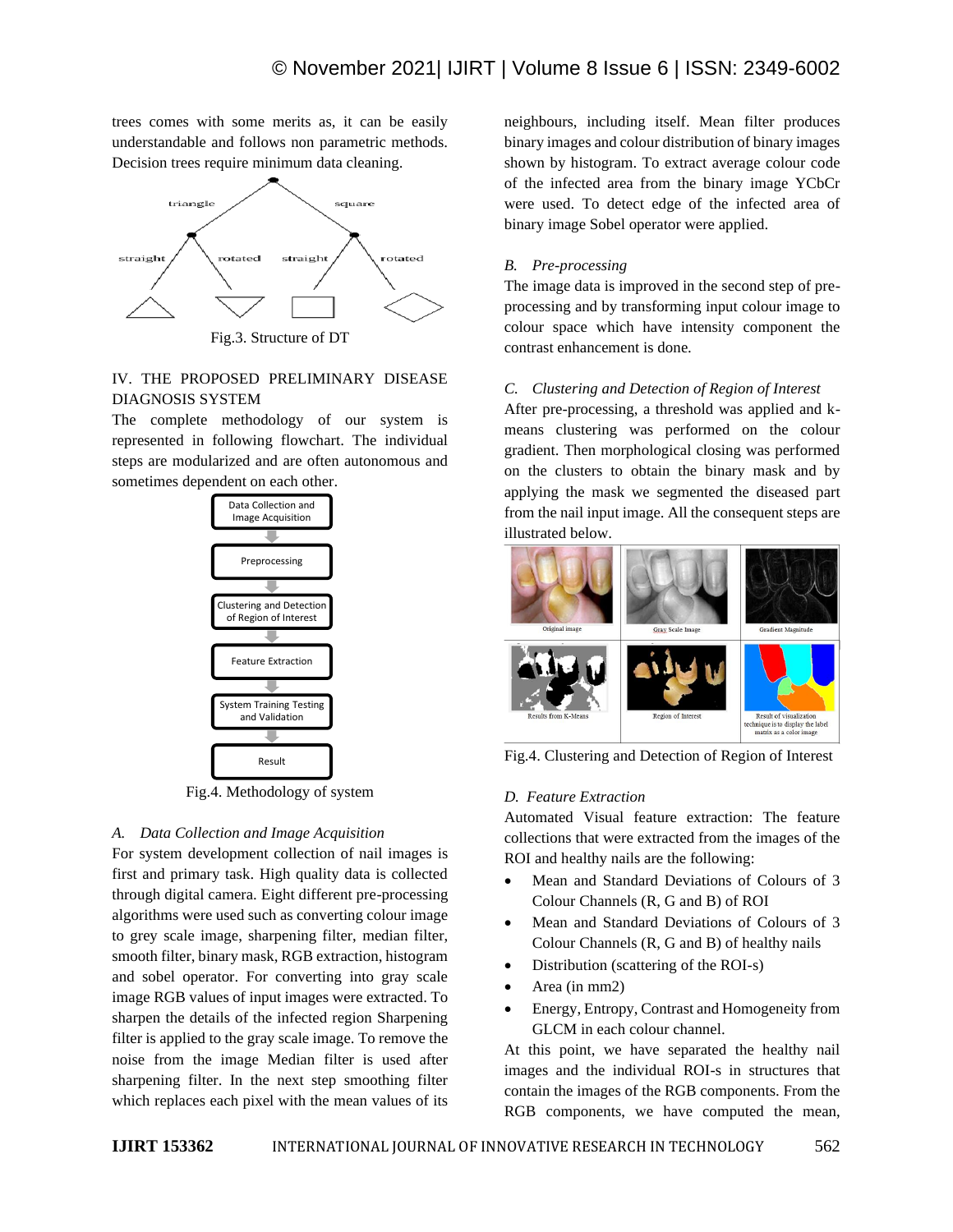trees comes with some merits as, it can be easily understandable and follows non parametric methods. Decision trees require minimum data cleaning.

Fig.3. Structure of DT

## IV. THE PROPOSED PRELIMINARY DISEASE DIAGNOSIS SYSTEM

The complete methodology of our system is represented in following flowchart. The individual steps are modularized and are often autonomous and sometimes dependent on each other.

Data Collection and Image Acquisition → Preprocessing → Clustering and Detection of Region of Interest → Feature Extraction → System Training Testing and Validation → Result

Fig.4. Methodology of system

### *A. Data Collection and Image Acquisition*

For system development collection of nail images is first and primary task. High quality data is collected through digital camera. Eight different pre-processing algorithms were used such as converting colour image to grey scale image, sharpening filter, median filter, smooth filter, binary mask, RGB extraction, histogram and sobel operator. For converting into gray scale image RGB values of input images were extracted. To sharpen the details of the infected region Sharpening filter is applied to the gray scale image. To remove the noise from the image Median filter is used after sharpening filter. In the next step smoothing filter which replaces each pixel with the mean values of its neighbours, including itself. Mean filter produces binary images and colour distribution of binary images shown by histogram. To extract average colour code of the infected area from the binary image YCbCr were used. To detect edge of the infected area of binary image Sobel operator were applied.

### *B. Pre-processing*

The image data is improved in the second step of pre-processing and by transforming input colour image to colour space which have intensity component the contrast enhancement is done.

### *C. Clustering and Detection of Region of Interest*

After pre-processing, a threshold was applied and k-means clustering was performed on the colour gradient. Then morphological closing was performed on the clusters to obtain the binary mask and by applying the mask we segmented the diseased part from the nail input image. All the consequent steps are illustrated below.

Original image | Gray Scale Image | Gradient Magnitude | Results from K-Means | Region of Interest | Result of visualization technique is to display the label matrix as a color image

Fig.4. Clustering and Detection of Region of Interest

### *D. Feature Extraction*

Automated Visual feature extraction: The feature collections that were extracted from the images of the ROI and healthy nails are the following:

- Mean and Standard Deviations of Colours of 3 Colour Channels (R, G and B) of ROI
- Mean and Standard Deviations of Colours of 3 Colour Channels (R, G and B) of healthy nails
- Distribution (scattering of the ROI-s)
- Area (in mm2)
- Energy, Entropy, Contrast and Homogeneity from GLCM in each colour channel.

At this point, we have separated the healthy nail images and the individual ROI-s in structures that contain the images of the RGB components. From the RGB components, we have computed the mean,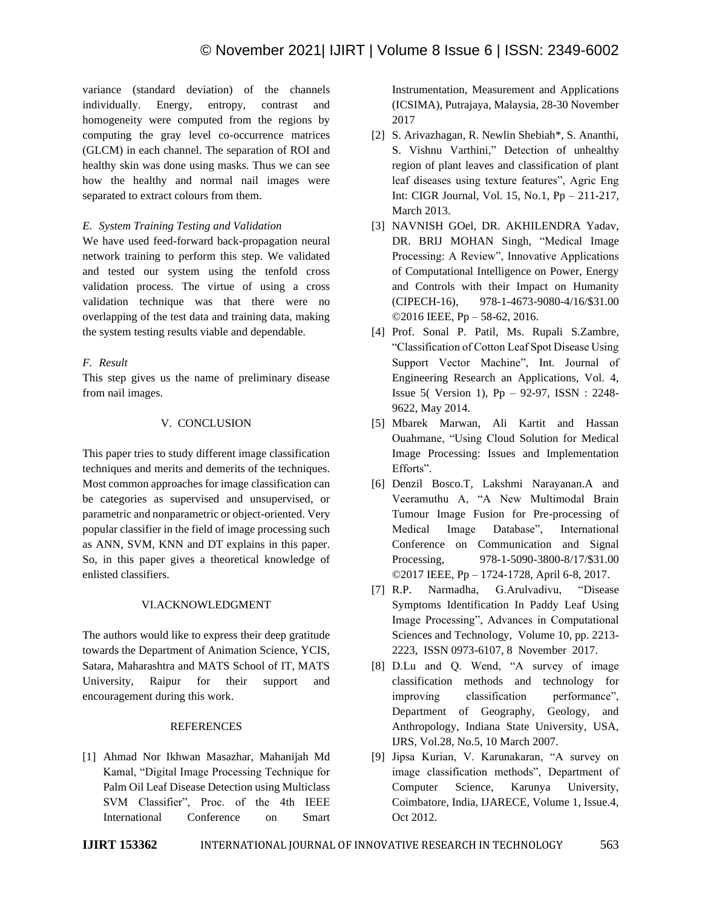variance (standard deviation) of the channels individually. Energy, entropy, contrast and homogeneity were computed from the regions by computing the gray level co-occurrence matrices (GLCM) in each channel. The separation of ROI and healthy skin was done using masks. Thus we can see how the healthy and normal nail images were separated to extract colours from them.

### *E. System Training Testing and Validation*

We have used feed-forward back-propagation neural network training to perform this step. We validated and tested our system using the tenfold cross validation process. The virtue of using a cross validation technique was that there were no overlapping of the test data and training data, making the system testing results viable and dependable.

### *F. Result*

This step gives us the name of preliminary disease from nail images.

## V. CONCLUSION

This paper tries to study different image classification techniques and merits and demerits of the techniques. Most common approaches for image classification can be categories as supervised and unsupervised, or parametric and nonparametric or object-oriented. Very popular classifier in the field of image processing such as ANN, SVM, KNN and DT explains in this paper. So, in this paper gives a theoretical knowledge of enlisted classifiers.

## VI.ACKNOWLEDGMENT

The authors would like to express their deep gratitude towards the Department of Animation Science, YCIS, Satara, Maharashtra and MATS School of IT, MATS University, Raipur for their support and encouragement during this work.

## REFERENCES

[1] Ahmad Nor Ikhwan Masazhar, Mahanijah Md Kamal, "Digital Image Processing Technique for Palm Oil Leaf Disease Detection using Multiclass SVM Classifier", Proc. of the 4th IEEE International Conference on Smart Instrumentation, Measurement and Applications (ICSIMA), Putrajaya, Malaysia, 28-30 November 2017

[2] S. Arivazhagan, R. Newlin Shebiah*, S. Ananthi, S. Vishnu Varthini," Detection of unhealthy region of plant leaves and classification of plant leaf diseases using texture features", Agric Eng Int: CIGR Journal, Vol. 15, No.1, Pp – 211-217, March 2013.

[3] NAVNISH GOel, DR. AKHILENDRA Yadav, DR. BRIJ MOHAN Singh, "Medical Image Processing: A Review", Innovative Applications of Computational Intelligence on Power, Energy and Controls with their Impact on Humanity (CIPECH-16), 978-1-4673-9080-4/16/$31.00 ©2016 IEEE, Pp – 58-62, 2016.

[4] Prof. Sonal P. Patil, Ms. Rupali S.Zambre, "Classification of Cotton Leaf Spot Disease Using Support Vector Machine", Int. Journal of Engineering Research an Applications, Vol. 4, Issue 5( Version 1), Pp – 92-97, ISSN : 2248-9622, May 2014.

[5] Mbarek Marwan, Ali Kartit and Hassan Ouahmane, "Using Cloud Solution for Medical Image Processing: Issues and Implementation Efforts".

[6] Denzil Bosco.T, Lakshmi Narayanan.A and Veeramuthu A, "A New Multimodal Brain Tumour Image Fusion for Pre-processing of Medical Image Database", International Conference on Communication and Signal Processing, 978-1-5090-3800-8/17/$31.00 ©2017 IEEE, Pp – 1724-1728, April 6-8, 2017.

[7] R.P. Narmadha, G.Arulvadivu, "Disease Symptoms Identification In Paddy Leaf Using Image Processing", Advances in Computational Sciences and Technology, Volume 10, pp. 2213-2223, ISSN 0973-6107, 8 November 2017.

[8] D.Lu and Q. Wend, "A survey of image classification methods and technology for improving classification performance", Department of Geography, Geology, and Anthropology, Indiana State University, USA, IJRS, Vol.28, No.5, 10 March 2007.

[9] Jipsa Kurian, V. Karunakaran, "A survey on image classification methods", Department of Computer Science, Karunya University, Coimbatore, India, IJARECE, Volume 1, Issue.4, Oct 2012.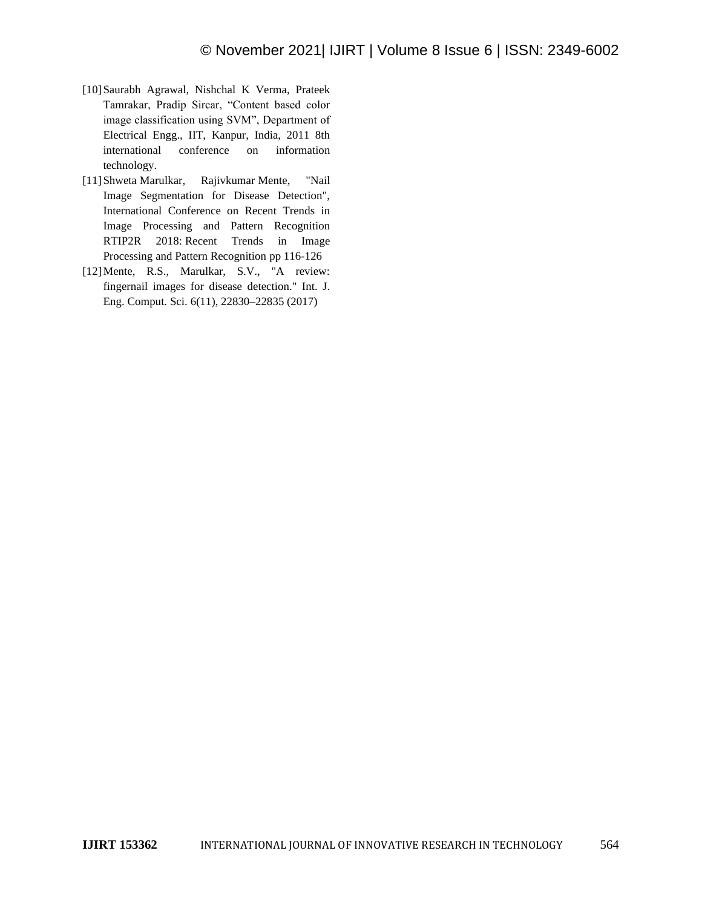[10] Saurabh Agrawal, Nishchal K Verma, Prateek Tamrakar, Pradip Sircar, "Content based color image classification using SVM", Department of Electrical Engg., IIT, Kanpur, India, 2011 8th international conference on information technology.

[11] Shweta Marulkar, Rajivkumar Mente, "Nail Image Segmentation for Disease Detection", International Conference on Recent Trends in Image Processing and Pattern Recognition RTIP2R 2018: Recent Trends in Image Processing and Pattern Recognition pp 116-126

[12] Mente, R.S., Marulkar, S.V., "A review: fingernail images for disease detection." Int. J. Eng. Comput. Sci. 6(11), 22830–22835 (2017)